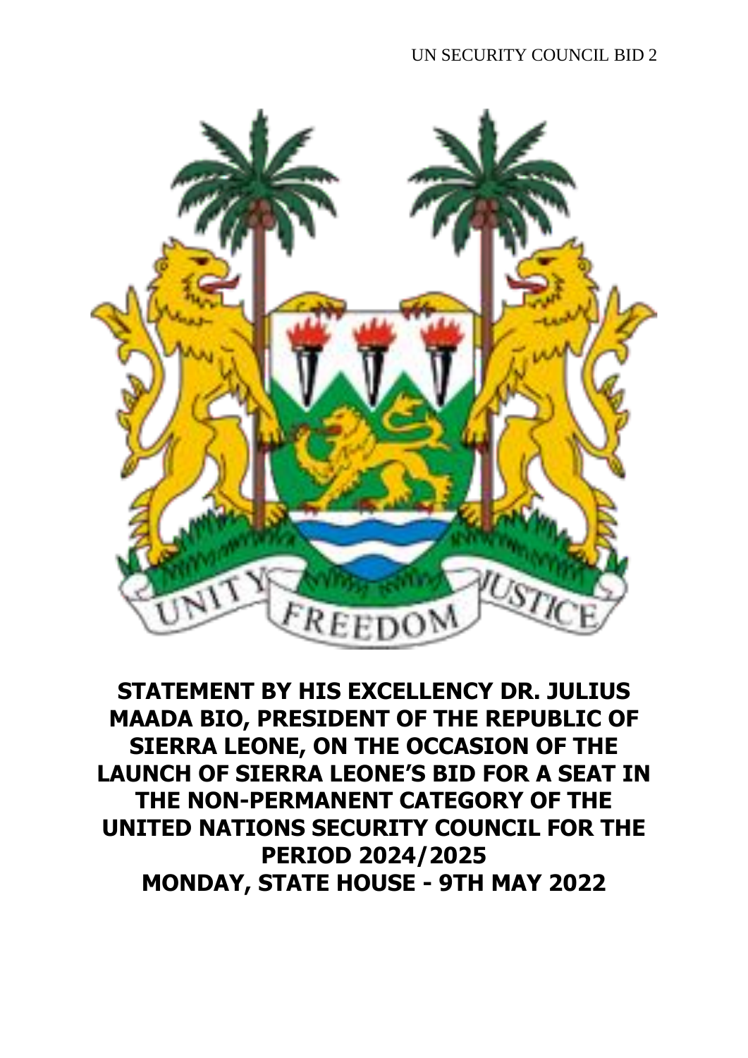# STATEMENT BY HIS EXCELLENCY DR. JULIUS MAADA BIO, PRESIDENT OF THE REPUBLIC OF SIERRA LEONE, ON THE OCCASION OF THE LAUNCH OF SIERRA LEONE'S BID FOR A SEAT IN THE NON-PERMANENT CATEGORY OF THE UNITED NATIONS SECURITY COUNCIL FOR THE PERIOD 2024/2025

**MONDAY, STATE HOUSE - 9TH MAY 2022**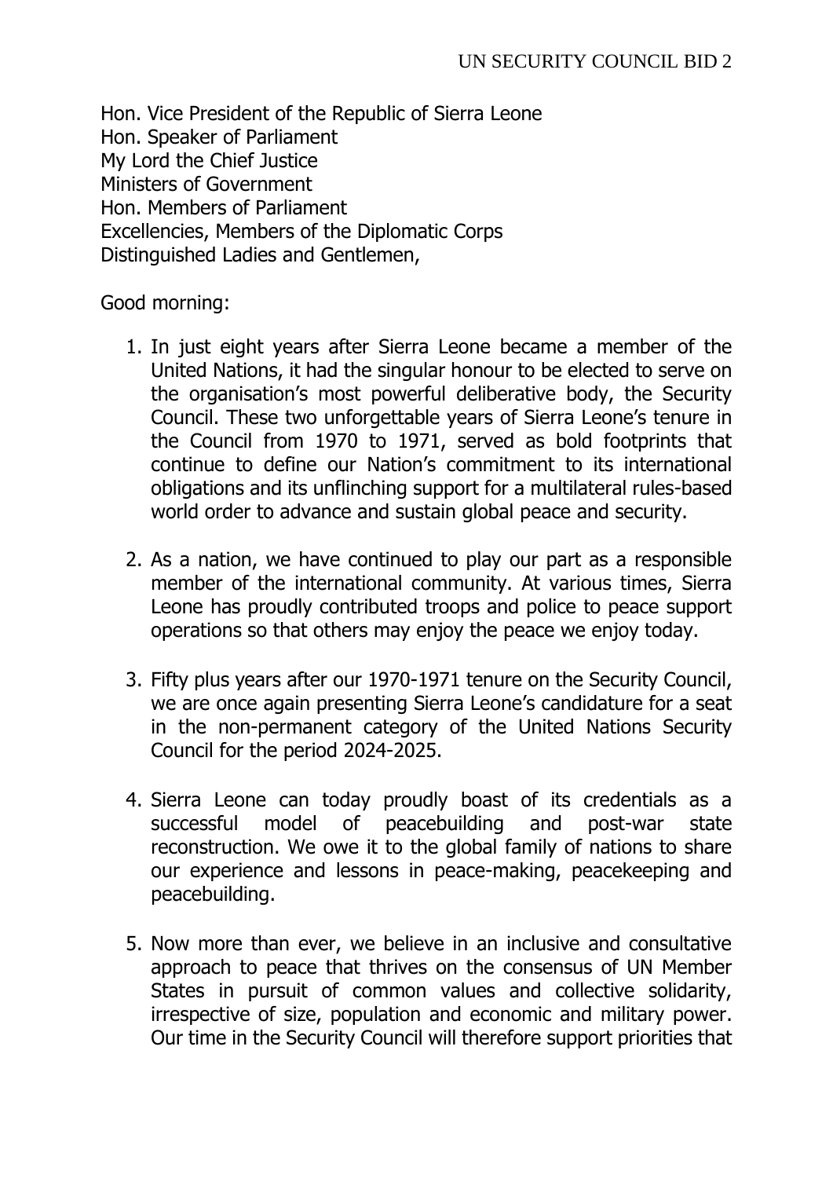Hon. Vice President of the Republic of Sierra Leone
Hon. Speaker of Parliament
My Lord the Chief Justice
Ministers of Government
Hon. Members of Parliament
Excellencies, Members of the Diplomatic Corps
Distinguished Ladies and Gentlemen,

Good morning:

1. In just eight years after Sierra Leone became a member of the United Nations, it had the singular honour to be elected to serve on the organisation's most powerful deliberative body, the Security Council. These two unforgettable years of Sierra Leone's tenure in the Council from 1970 to 1971, served as bold footprints that continue to define our Nation's commitment to its international obligations and its unflinching support for a multilateral rules-based world order to advance and sustain global peace and security.

2. As a nation, we have continued to play our part as a responsible member of the international community. At various times, Sierra Leone has proudly contributed troops and police to peace support operations so that others may enjoy the peace we enjoy today.

3. Fifty plus years after our 1970-1971 tenure on the Security Council, we are once again presenting Sierra Leone's candidature for a seat in the non-permanent category of the United Nations Security Council for the period 2024-2025.

4. Sierra Leone can today proudly boast of its credentials as a successful model of peacebuilding and post-war state reconstruction. We owe it to the global family of nations to share our experience and lessons in peace-making, peacekeeping and peacebuilding.

5. Now more than ever, we believe in an inclusive and consultative approach to peace that thrives on the consensus of UN Member States in pursuit of common values and collective solidarity, irrespective of size, population and economic and military power. Our time in the Security Council will therefore support priorities that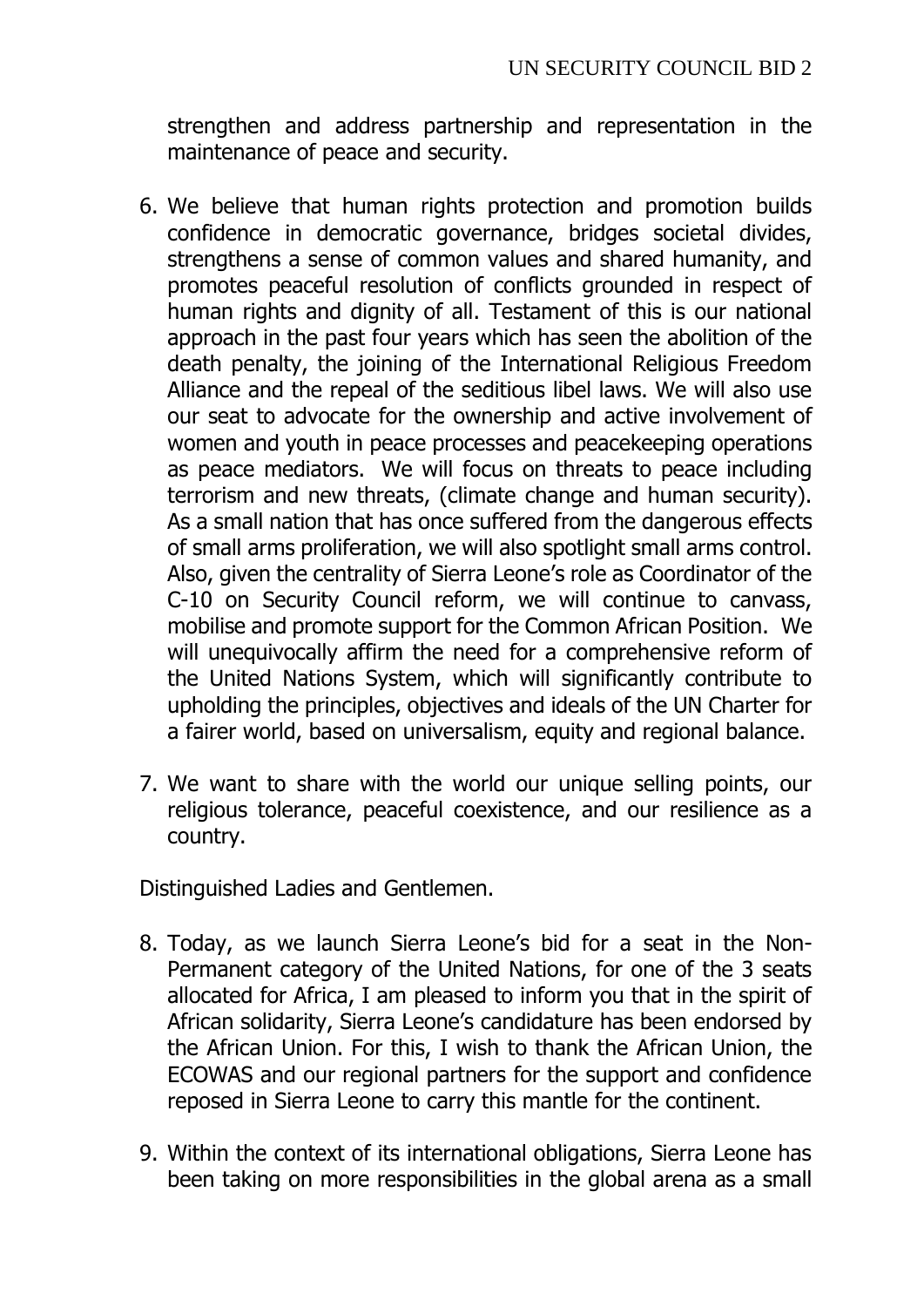strengthen and address partnership and representation in the maintenance of peace and security.

6. We believe that human rights protection and promotion builds confidence in democratic governance, bridges societal divides, strengthens a sense of common values and shared humanity, and promotes peaceful resolution of conflicts grounded in respect of human rights and dignity of all. Testament of this is our national approach in the past four years which has seen the abolition of the death penalty, the joining of the International Religious Freedom Alliance and the repeal of the seditious libel laws. We will also use our seat to advocate for the ownership and active involvement of women and youth in peace processes and peacekeeping operations as peace mediators. We will focus on threats to peace including terrorism and new threats, (climate change and human security). As a small nation that has once suffered from the dangerous effects of small arms proliferation, we will also spotlight small arms control. Also, given the centrality of Sierra Leone's role as Coordinator of the C-10 on Security Council reform, we will continue to canvass, mobilise and promote support for the Common African Position. We will unequivocally affirm the need for a comprehensive reform of the United Nations System, which will significantly contribute to upholding the principles, objectives and ideals of the UN Charter for a fairer world, based on universalism, equity and regional balance.

7. We want to share with the world our unique selling points, our religious tolerance, peaceful coexistence, and our resilience as a country.

Distinguished Ladies and Gentlemen.

8. Today, as we launch Sierra Leone's bid for a seat in the Non-Permanent category of the United Nations, for one of the 3 seats allocated for Africa, I am pleased to inform you that in the spirit of African solidarity, Sierra Leone's candidature has been endorsed by the African Union. For this, I wish to thank the African Union, the ECOWAS and our regional partners for the support and confidence reposed in Sierra Leone to carry this mantle for the continent.

9. Within the context of its international obligations, Sierra Leone has been taking on more responsibilities in the global arena as a small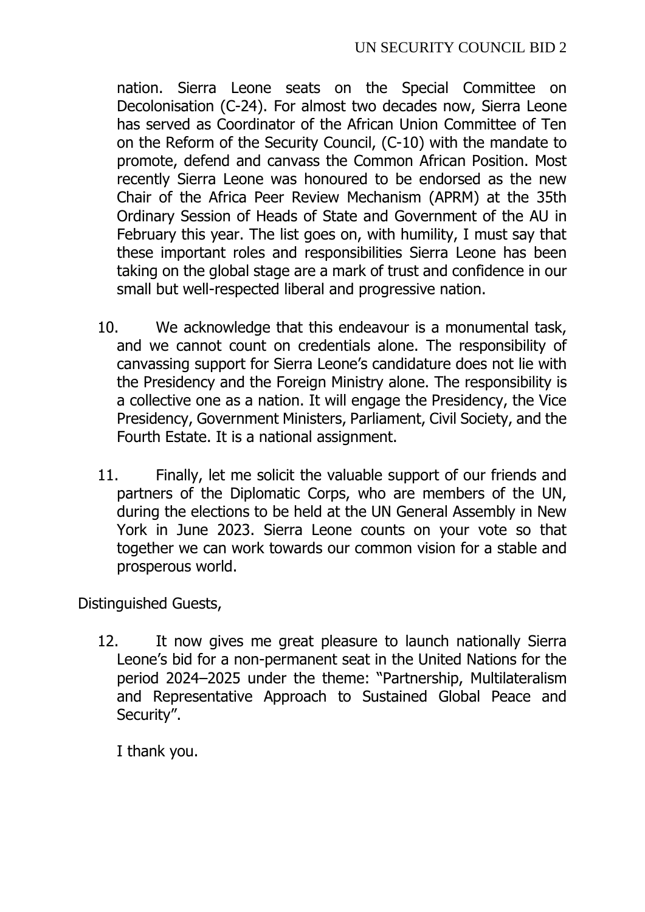nation. Sierra Leone seats on the Special Committee on Decolonisation (C-24). For almost two decades now, Sierra Leone has served as Coordinator of the African Union Committee of Ten on the Reform of the Security Council, (C-10) with the mandate to promote, defend and canvass the Common African Position. Most recently Sierra Leone was honoured to be endorsed as the new Chair of the Africa Peer Review Mechanism (APRM) at the 35th Ordinary Session of Heads of State and Government of the AU in February this year. The list goes on, with humility, I must say that these important roles and responsibilities Sierra Leone has been taking on the global stage are a mark of trust and confidence in our small but well-respected liberal and progressive nation.

10. We acknowledge that this endeavour is a monumental task, and we cannot count on credentials alone. The responsibility of canvassing support for Sierra Leone's candidature does not lie with the Presidency and the Foreign Ministry alone. The responsibility is a collective one as a nation. It will engage the Presidency, the Vice Presidency, Government Ministers, Parliament, Civil Society, and the Fourth Estate. It is a national assignment.

11. Finally, let me solicit the valuable support of our friends and partners of the Diplomatic Corps, who are members of the UN, during the elections to be held at the UN General Assembly in New York in June 2023. Sierra Leone counts on your vote so that together we can work towards our common vision for a stable and prosperous world.

Distinguished Guests,

12. It now gives me great pleasure to launch nationally Sierra Leone's bid for a non-permanent seat in the United Nations for the period 2024–2025 under the theme: "Partnership, Multilateralism and Representative Approach to Sustained Global Peace and Security".

I thank you.